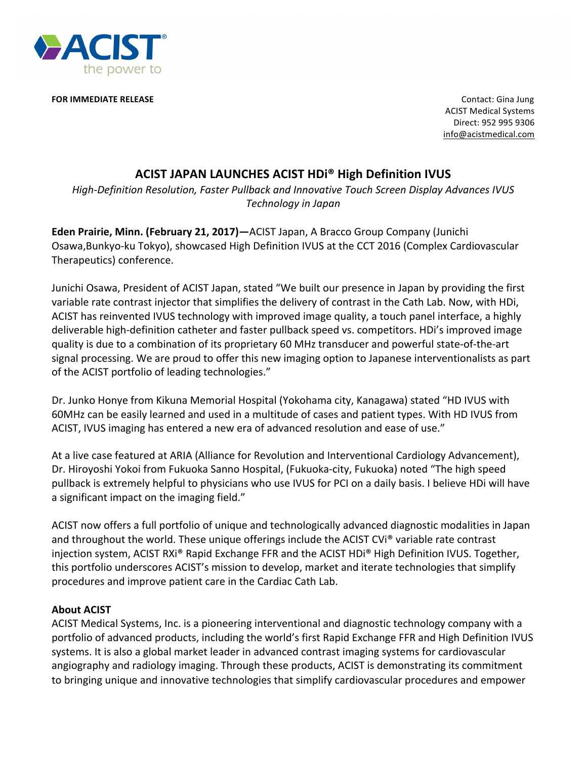ACIST
the power to

**FOR IMMEDIATE RELEASE**

Contact: Gina Jung
ACIST Medical Systems
Direct: 952 995 9306
info@acistmedical.com

# ACIST JAPAN LAUNCHES ACIST HDi® High Definition IVUS

*High-Definition Resolution, Faster Pullback and Innovative Touch Screen Display Advances IVUS Technology in Japan*

**Eden Prairie, Minn. (February 21, 2017)—**ACIST Japan, A Bracco Group Company (Junichi Osawa,Bunkyo-ku Tokyo), showcased High Definition IVUS at the CCT 2016 (Complex Cardiovascular Therapeutics) conference.

Junichi Osawa, President of ACIST Japan, stated "We built our presence in Japan by providing the first variable rate contrast injector that simplifies the delivery of contrast in the Cath Lab. Now, with HDi, ACIST has reinvented IVUS technology with improved image quality, a touch panel interface, a highly deliverable high-definition catheter and faster pullback speed vs. competitors. HDi's improved image quality is due to a combination of its proprietary 60 MHz transducer and powerful state-of-the-art signal processing. We are proud to offer this new imaging option to Japanese interventionalists as part of the ACIST portfolio of leading technologies."

Dr. Junko Honye from Kikuna Memorial Hospital (Yokohama city, Kanagawa) stated "HD IVUS with 60MHz can be easily learned and used in a multitude of cases and patient types. With HD IVUS from ACIST, IVUS imaging has entered a new era of advanced resolution and ease of use."

At a live case featured at ARIA (Alliance for Revolution and Interventional Cardiology Advancement), Dr. Hiroyoshi Yokoi from Fukuoka Sanno Hospital, (Fukuoka-city, Fukuoka) noted "The high speed pullback is extremely helpful to physicians who use IVUS for PCI on a daily basis. I believe HDi will have a significant impact on the imaging field."

ACIST now offers a full portfolio of unique and technologically advanced diagnostic modalities in Japan and throughout the world. These unique offerings include the ACIST CVi® variable rate contrast injection system, ACIST RXi® Rapid Exchange FFR and the ACIST HDi® High Definition IVUS. Together, this portfolio underscores ACIST's mission to develop, market and iterate technologies that simplify procedures and improve patient care in the Cardiac Cath Lab.

**About ACIST**

ACIST Medical Systems, Inc. is a pioneering interventional and diagnostic technology company with a portfolio of advanced products, including the world's first Rapid Exchange FFR and High Definition IVUS systems. It is also a global market leader in advanced contrast imaging systems for cardiovascular angiography and radiology imaging. Through these products, ACIST is demonstrating its commitment to bringing unique and innovative technologies that simplify cardiovascular procedures and empower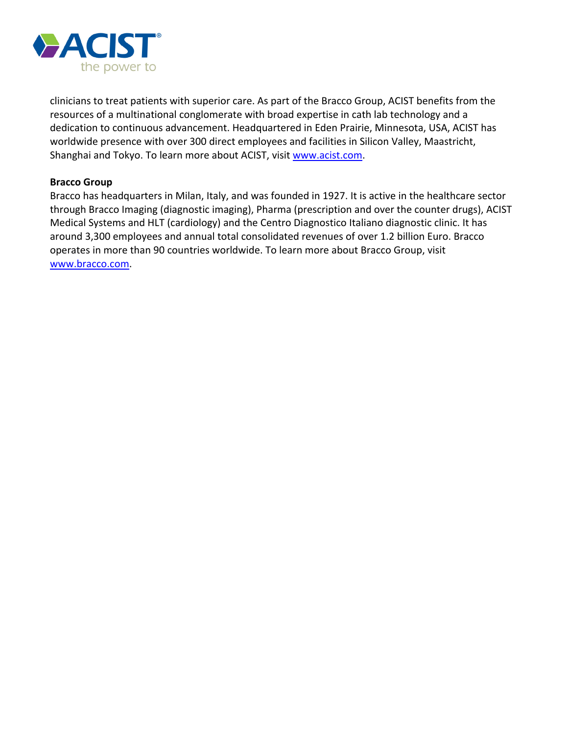clinicians to treat patients with superior care. As part of the Bracco Group, ACIST benefits from the resources of a multinational conglomerate with broad expertise in cath lab technology and a dedication to continuous advancement. Headquartered in Eden Prairie, Minnesota, USA, ACIST has worldwide presence with over 300 direct employees and facilities in Silicon Valley, Maastricht, Shanghai and Tokyo. To learn more about ACIST, visit www.acist.com.

**Bracco Group**

Bracco has headquarters in Milan, Italy, and was founded in 1927. It is active in the healthcare sector through Bracco Imaging (diagnostic imaging), Pharma (prescription and over the counter drugs), ACIST Medical Systems and HLT (cardiology) and the Centro Diagnostico Italiano diagnostic clinic. It has around 3,300 employees and annual total consolidated revenues of over 1.2 billion Euro. Bracco operates in more than 90 countries worldwide. To learn more about Bracco Group, visit www.bracco.com.